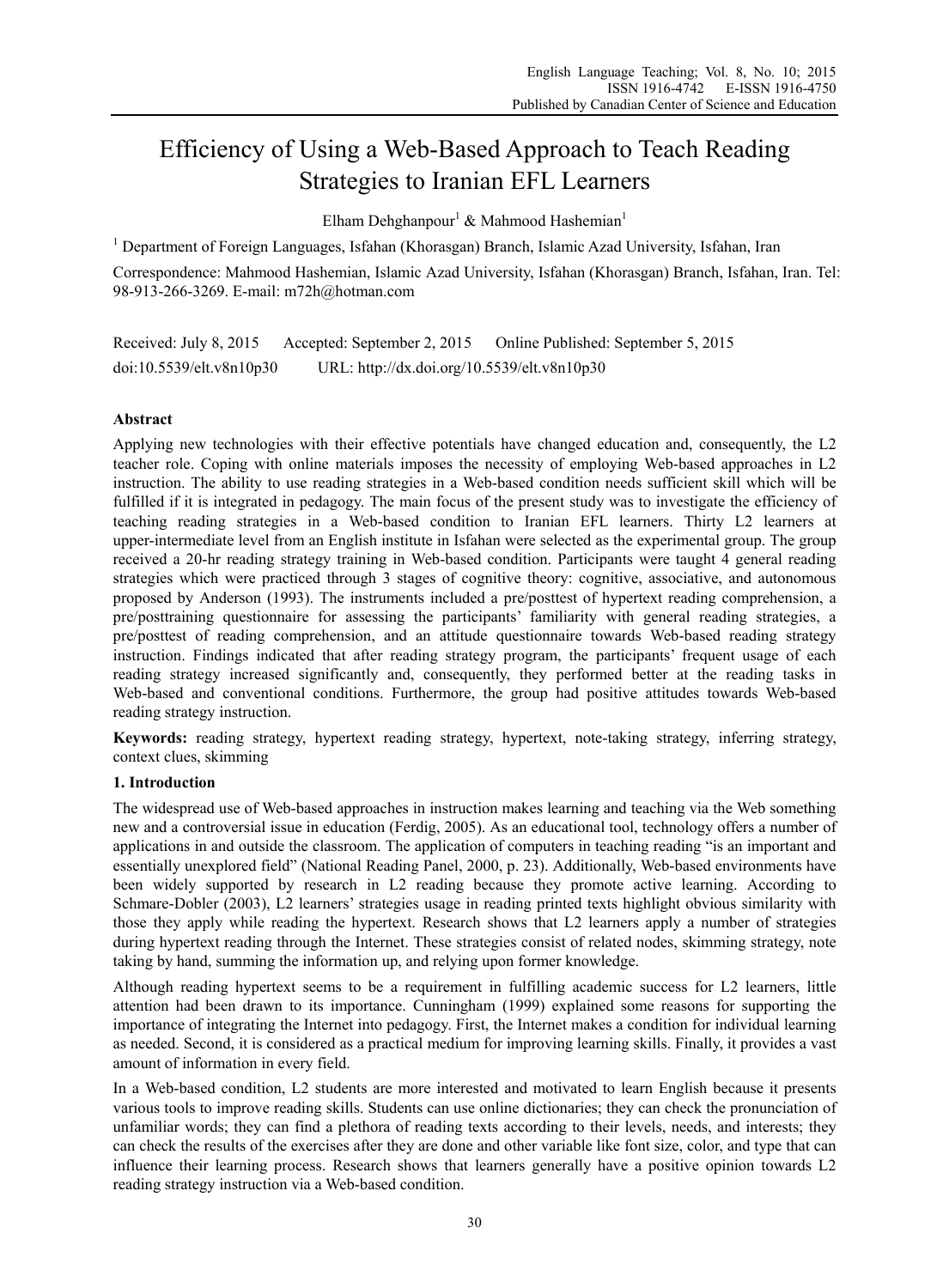# Efficiency of Using a Web-Based Approach to Teach Reading Strategies to Iranian EFL Learners

Elham Dehghanpour[1] & Mahmood Hashemian[1]

[1] Department of Foreign Languages, Isfahan (Khorasgan) Branch, Islamic Azad University, Isfahan, Iran

Correspondence: Mahmood Hashemian, Islamic Azad University, Isfahan (Khorasgan) Branch, Isfahan, Iran. Tel: 98-913-266-3269. E-mail: m72h@hotman.com

Received: July 8, 2015 Accepted: September 2, 2015 Online Published: September 5, 2015

doi:10.5539/elt.v8n10p30 URL: http://dx.doi.org/10.5539/elt.v8n10p30

## Abstract

Applying new technologies with their effective potentials have changed education and, consequently, the L2 teacher role. Coping with online materials imposes the necessity of employing Web-based approaches in L2 instruction. The ability to use reading strategies in a Web-based condition needs sufficient skill which will be fulfilled if it is integrated in pedagogy. The main focus of the present study was to investigate the efficiency of teaching reading strategies in a Web-based condition to Iranian EFL learners. Thirty L2 learners at upper-intermediate level from an English institute in Isfahan were selected as the experimental group. The group received a 20-hr reading strategy training in Web-based condition. Participants were taught 4 general reading strategies which were practiced through 3 stages of cognitive theory: cognitive, associative, and autonomous proposed by Anderson (1993). The instruments included a pre/posttest of hypertext reading comprehension, a pre/posttraining questionnaire for assessing the participants' familiarity with general reading strategies, a pre/posttest of reading comprehension, and an attitude questionnaire towards Web-based reading strategy instruction. Findings indicated that after reading strategy program, the participants' frequent usage of each reading strategy increased significantly and, consequently, they performed better at the reading tasks in Web-based and conventional conditions. Furthermore, the group had positive attitudes towards Web-based reading strategy instruction.

**Keywords:** reading strategy, hypertext reading strategy, hypertext, note-taking strategy, inferring strategy, context clues, skimming

## 1. Introduction

The widespread use of Web-based approaches in instruction makes learning and teaching via the Web something new and a controversial issue in education (Ferdig, 2005). As an educational tool, technology offers a number of applications in and outside the classroom. The application of computers in teaching reading "is an important and essentially unexplored field" (National Reading Panel, 2000, p. 23). Additionally, Web-based environments have been widely supported by research in L2 reading because they promote active learning. According to Schmare-Dobler (2003), L2 learners' strategies usage in reading printed texts highlight obvious similarity with those they apply while reading the hypertext. Research shows that L2 learners apply a number of strategies during hypertext reading through the Internet. These strategies consist of related nodes, skimming strategy, note taking by hand, summing the information up, and relying upon former knowledge.

Although reading hypertext seems to be a requirement in fulfilling academic success for L2 learners, little attention had been drawn to its importance. Cunningham (1999) explained some reasons for supporting the importance of integrating the Internet into pedagogy. First, the Internet makes a condition for individual learning as needed. Second, it is considered as a practical medium for improving learning skills. Finally, it provides a vast amount of information in every field.

In a Web-based condition, L2 students are more interested and motivated to learn English because it presents various tools to improve reading skills. Students can use online dictionaries; they can check the pronunciation of unfamiliar words; they can find a plethora of reading texts according to their levels, needs, and interests; they can check the results of the exercises after they are done and other variable like font size, color, and type that can influence their learning process. Research shows that learners generally have a positive opinion towards L2 reading strategy instruction via a Web-based condition.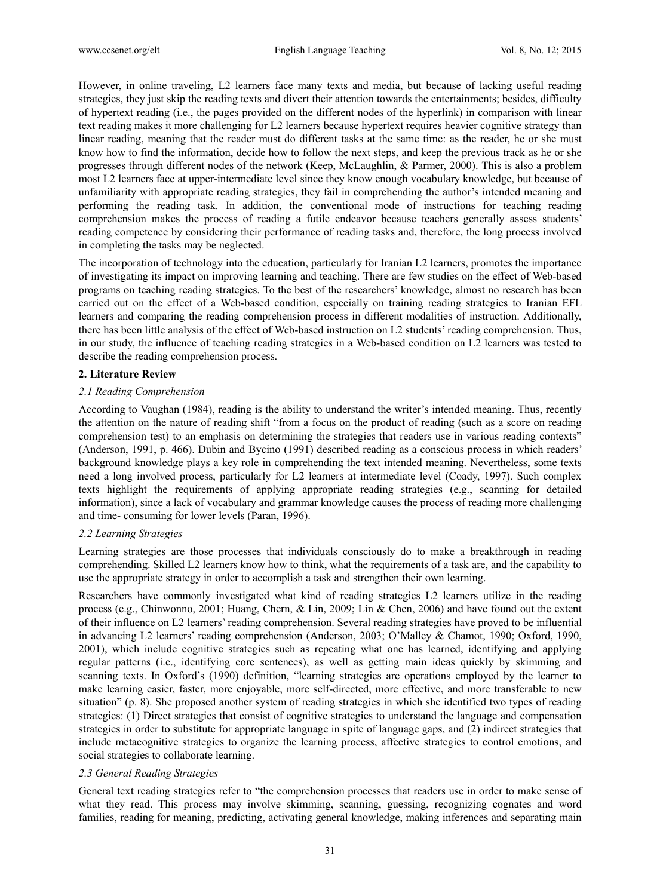However, in online traveling, L2 learners face many texts and media, but because of lacking useful reading strategies, they just skip the reading texts and divert their attention towards the entertainments; besides, difficulty of hypertext reading (i.e., the pages provided on the different nodes of the hyperlink) in comparison with linear text reading makes it more challenging for L2 learners because hypertext requires heavier cognitive strategy than linear reading, meaning that the reader must do different tasks at the same time: as the reader, he or she must know how to find the information, decide how to follow the next steps, and keep the previous track as he or she progresses through different nodes of the network (Keep, McLaughlin, & Parmer, 2000). This is also a problem most L2 learners face at upper-intermediate level since they know enough vocabulary knowledge, but because of unfamiliarity with appropriate reading strategies, they fail in comprehending the author's intended meaning and performing the reading task. In addition, the conventional mode of instructions for teaching reading comprehension makes the process of reading a futile endeavor because teachers generally assess students' reading competence by considering their performance of reading tasks and, therefore, the long process involved in completing the tasks may be neglected.

The incorporation of technology into the education, particularly for Iranian L2 learners, promotes the importance of investigating its impact on improving learning and teaching. There are few studies on the effect of Web-based programs on teaching reading strategies. To the best of the researchers' knowledge, almost no research has been carried out on the effect of a Web-based condition, especially on training reading strategies to Iranian EFL learners and comparing the reading comprehension process in different modalities of instruction. Additionally, there has been little analysis of the effect of Web-based instruction on L2 students' reading comprehension. Thus, in our study, the influence of teaching reading strategies in a Web-based condition on L2 learners was tested to describe the reading comprehension process.

## 2. Literature Review

### *2.1 Reading Comprehension*

According to Vaughan (1984), reading is the ability to understand the writer's intended meaning. Thus, recently the attention on the nature of reading shift "from a focus on the product of reading (such as a score on reading comprehension test) to an emphasis on determining the strategies that readers use in various reading contexts" (Anderson, 1991, p. 466). Dubin and Bycino (1991) described reading as a conscious process in which readers' background knowledge plays a key role in comprehending the text intended meaning. Nevertheless, some texts need a long involved process, particularly for L2 learners at intermediate level (Coady, 1997). Such complex texts highlight the requirements of applying appropriate reading strategies (e.g., scanning for detailed information), since a lack of vocabulary and grammar knowledge causes the process of reading more challenging and time- consuming for lower levels (Paran, 1996).

### *2.2 Learning Strategies*

Learning strategies are those processes that individuals consciously do to make a breakthrough in reading comprehending. Skilled L2 learners know how to think, what the requirements of a task are, and the capability to use the appropriate strategy in order to accomplish a task and strengthen their own learning.

Researchers have commonly investigated what kind of reading strategies L2 learners utilize in the reading process (e.g., Chinwonno, 2001; Huang, Chern, & Lin, 2009; Lin & Chen, 2006) and have found out the extent of their influence on L2 learners' reading comprehension. Several reading strategies have proved to be influential in advancing L2 learners' reading comprehension (Anderson, 2003; O'Malley & Chamot, 1990; Oxford, 1990, 2001), which include cognitive strategies such as repeating what one has learned, identifying and applying regular patterns (i.e., identifying core sentences), as well as getting main ideas quickly by skimming and scanning texts. In Oxford's (1990) definition, "learning strategies are operations employed by the learner to make learning easier, faster, more enjoyable, more self-directed, more effective, and more transferable to new situation" (p. 8). She proposed another system of reading strategies in which she identified two types of reading strategies: (1) Direct strategies that consist of cognitive strategies to understand the language and compensation strategies in order to substitute for appropriate language in spite of language gaps, and (2) indirect strategies that include metacognitive strategies to organize the learning process, affective strategies to control emotions, and social strategies to collaborate learning.

### *2.3 General Reading Strategies*

General text reading strategies refer to "the comprehension processes that readers use in order to make sense of what they read. This process may involve skimming, scanning, guessing, recognizing cognates and word families, reading for meaning, predicting, activating general knowledge, making inferences and separating main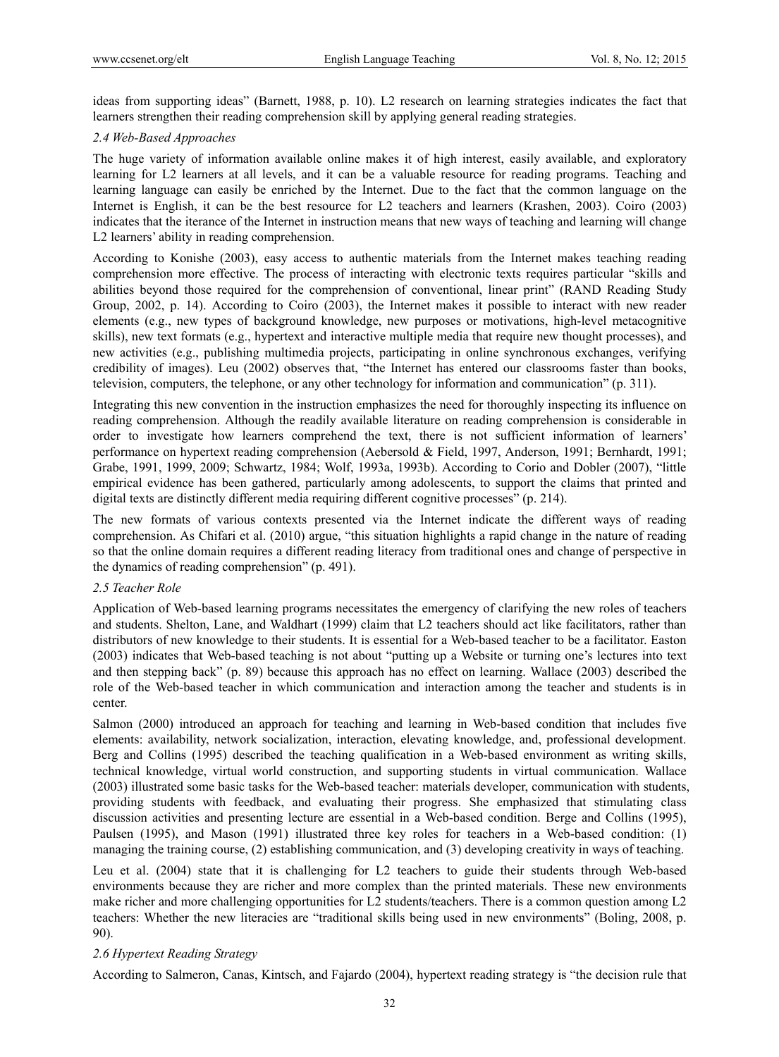ideas from supporting ideas" (Barnett, 1988, p. 10). L2 research on learning strategies indicates the fact that learners strengthen their reading comprehension skill by applying general reading strategies.

### *2.4 Web-Based Approaches*

The huge variety of information available online makes it of high interest, easily available, and exploratory learning for L2 learners at all levels, and it can be a valuable resource for reading programs. Teaching and learning language can easily be enriched by the Internet. Due to the fact that the common language on the Internet is English, it can be the best resource for L2 teachers and learners (Krashen, 2003). Coiro (2003) indicates that the iterance of the Internet in instruction means that new ways of teaching and learning will change L2 learners' ability in reading comprehension.

According to Konishe (2003), easy access to authentic materials from the Internet makes teaching reading comprehension more effective. The process of interacting with electronic texts requires particular "skills and abilities beyond those required for the comprehension of conventional, linear print" (RAND Reading Study Group, 2002, p. 14). According to Coiro (2003), the Internet makes it possible to interact with new reader elements (e.g., new types of background knowledge, new purposes or motivations, high-level metacognitive skills), new text formats (e.g., hypertext and interactive multiple media that require new thought processes), and new activities (e.g., publishing multimedia projects, participating in online synchronous exchanges, verifying credibility of images). Leu (2002) observes that, "the Internet has entered our classrooms faster than books, television, computers, the telephone, or any other technology for information and communication" (p. 311).

Integrating this new convention in the instruction emphasizes the need for thoroughly inspecting its influence on reading comprehension. Although the readily available literature on reading comprehension is considerable in order to investigate how learners comprehend the text, there is not sufficient information of learners' performance on hypertext reading comprehension (Aebersold & Field, 1997, Anderson, 1991; Bernhardt, 1991; Grabe, 1991, 1999, 2009; Schwartz, 1984; Wolf, 1993a, 1993b). According to Corio and Dobler (2007), "little empirical evidence has been gathered, particularly among adolescents, to support the claims that printed and digital texts are distinctly different media requiring different cognitive processes" (p. 214).

The new formats of various contexts presented via the Internet indicate the different ways of reading comprehension. As Chifari et al. (2010) argue, "this situation highlights a rapid change in the nature of reading so that the online domain requires a different reading literacy from traditional ones and change of perspective in the dynamics of reading comprehension" (p. 491).

### *2.5 Teacher Role*

Application of Web-based learning programs necessitates the emergency of clarifying the new roles of teachers and students. Shelton, Lane, and Waldhart (1999) claim that L2 teachers should act like facilitators, rather than distributors of new knowledge to their students. It is essential for a Web-based teacher to be a facilitator. Easton (2003) indicates that Web-based teaching is not about "putting up a Website or turning one's lectures into text and then stepping back" (p. 89) because this approach has no effect on learning. Wallace (2003) described the role of the Web-based teacher in which communication and interaction among the teacher and students is in center.

Salmon (2000) introduced an approach for teaching and learning in Web-based condition that includes five elements: availability, network socialization, interaction, elevating knowledge, and, professional development. Berg and Collins (1995) described the teaching qualification in a Web-based environment as writing skills, technical knowledge, virtual world construction, and supporting students in virtual communication. Wallace (2003) illustrated some basic tasks for the Web-based teacher: materials developer, communication with students, providing students with feedback, and evaluating their progress. She emphasized that stimulating class discussion activities and presenting lecture are essential in a Web-based condition. Berge and Collins (1995), Paulsen (1995), and Mason (1991) illustrated three key roles for teachers in a Web-based condition: (1) managing the training course, (2) establishing communication, and (3) developing creativity in ways of teaching.

Leu et al. (2004) state that it is challenging for L2 teachers to guide their students through Web-based environments because they are richer and more complex than the printed materials. These new environments make richer and more challenging opportunities for L2 students/teachers. There is a common question among L2 teachers: Whether the new literacies are "traditional skills being used in new environments" (Boling, 2008, p. 90).

### *2.6 Hypertext Reading Strategy*

According to Salmeron, Canas, Kintsch, and Fajardo (2004), hypertext reading strategy is "the decision rule that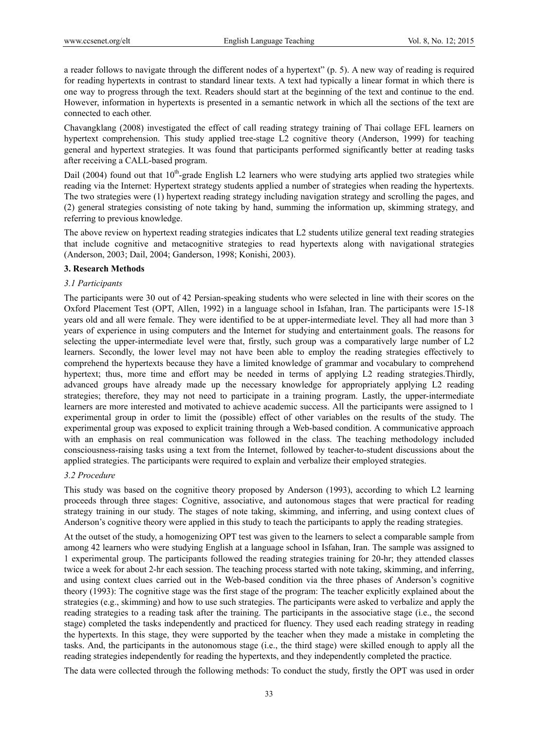a reader follows to navigate through the different nodes of a hypertext" (p. 5). A new way of reading is required for reading hypertexts in contrast to standard linear texts. A text had typically a linear format in which there is one way to progress through the text. Readers should start at the beginning of the text and continue to the end. However, information in hypertexts is presented in a semantic network in which all the sections of the text are connected to each other.

Chavangklang (2008) investigated the effect of call reading strategy training of Thai collage EFL learners on hypertext comprehension. This study applied tree-stage L2 cognitive theory (Anderson, 1999) for teaching general and hypertext strategies. It was found that participants performed significantly better at reading tasks after receiving a CALL-based program.

Dail (2004) found out that 10th-grade English L2 learners who were studying arts applied two strategies while reading via the Internet: Hypertext strategy students applied a number of strategies when reading the hypertexts. The two strategies were (1) hypertext reading strategy including navigation strategy and scrolling the pages, and (2) general strategies consisting of note taking by hand, summing the information up, skimming strategy, and referring to previous knowledge.

The above review on hypertext reading strategies indicates that L2 students utilize general text reading strategies that include cognitive and metacognitive strategies to read hypertexts along with navigational strategies (Anderson, 2003; Dail, 2004; Ganderson, 1998; Konishi, 2003).

## 3. Research Methods

### *3.1 Participants*

The participants were 30 out of 42 Persian-speaking students who were selected in line with their scores on the Oxford Placement Test (OPT, Allen, 1992) in a language school in Isfahan, Iran. The participants were 15-18 years old and all were female. They were identified to be at upper-intermediate level. They all had more than 3 years of experience in using computers and the Internet for studying and entertainment goals. The reasons for selecting the upper-intermediate level were that, firstly, such group was a comparatively large number of L2 learners. Secondly, the lower level may not have been able to employ the reading strategies effectively to comprehend the hypertexts because they have a limited knowledge of grammar and vocabulary to comprehend hypertext; thus, more time and effort may be needed in terms of applying L2 reading strategies.Thirdly, advanced groups have already made up the necessary knowledge for appropriately applying L2 reading strategies; therefore, they may not need to participate in a training program. Lastly, the upper-intermediate learners are more interested and motivated to achieve academic success. All the participants were assigned to 1 experimental group in order to limit the (possible) effect of other variables on the results of the study. The experimental group was exposed to explicit training through a Web-based condition. A communicative approach with an emphasis on real communication was followed in the class. The teaching methodology included consciousness-raising tasks using a text from the Internet, followed by teacher-to-student discussions about the applied strategies. The participants were required to explain and verbalize their employed strategies.

### *3.2 Procedure*

This study was based on the cognitive theory proposed by Anderson (1993), according to which L2 learning proceeds through three stages: Cognitive, associative, and autonomous stages that were practical for reading strategy training in our study. The stages of note taking, skimming, and inferring, and using context clues of Anderson's cognitive theory were applied in this study to teach the participants to apply the reading strategies.

At the outset of the study, a homogenizing OPT test was given to the learners to select a comparable sample from among 42 learners who were studying English at a language school in Isfahan, Iran. The sample was assigned to 1 experimental group. The participants followed the reading strategies training for 20-hr; they attended classes twice a week for about 2-hr each session. The teaching process started with note taking, skimming, and inferring, and using context clues carried out in the Web-based condition via the three phases of Anderson's cognitive theory (1993): The cognitive stage was the first stage of the program: The teacher explicitly explained about the strategies (e.g., skimming) and how to use such strategies. The participants were asked to verbalize and apply the reading strategies to a reading task after the training. The participants in the associative stage (i.e., the second stage) completed the tasks independently and practiced for fluency. They used each reading strategy in reading the hypertexts. In this stage, they were supported by the teacher when they made a mistake in completing the tasks. And, the participants in the autonomous stage (i.e., the third stage) were skilled enough to apply all the reading strategies independently for reading the hypertexts, and they independently completed the practice.

The data were collected through the following methods: To conduct the study, firstly the OPT was used in order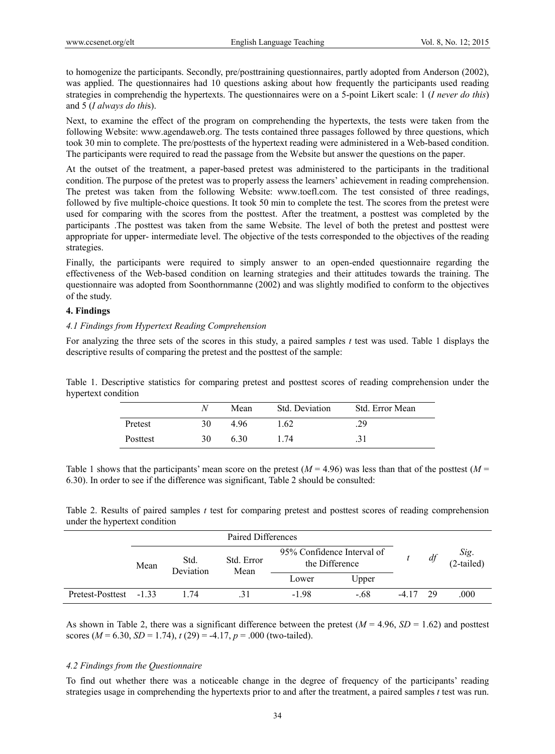to homogenize the participants. Secondly, pre/posttraining questionnaires, partly adopted from Anderson (2002), was applied. The questionnaires had 10 questions asking about how frequently the participants used reading strategies in comprehendig the hypertexts. The questionnaires were on a 5-point Likert scale: 1 (*I never do this*) and 5 (*I always do thi*s).

Next, to examine the effect of the program on comprehending the hypertexts, the tests were taken from the following Website: www.agendaweb.org. The tests contained three passages followed by three questions, which took 30 min to complete. The pre/posttests of the hypertext reading were administered in a Web-based condition. The participants were required to read the passage from the Website but answer the questions on the paper.

At the outset of the treatment, a paper-based pretest was administered to the participants in the traditional condition. The purpose of the pretest was to properly assess the learners' achievement in reading comprehension. The pretest was taken from the following Website: www.toefl.com. The test consisted of three readings, followed by five multiple-choice questions. It took 50 min to complete the test. The scores from the pretest were used for comparing with the scores from the posttest. After the treatment, a posttest was completed by the participants .The posttest was taken from the same Website. The level of both the pretest and posttest were appropriate for upper- intermediate level. The objective of the tests corresponded to the objectives of the reading strategies.

Finally, the participants were required to simply answer to an open-ended questionnaire regarding the effectiveness of the Web-based condition on learning strategies and their attitudes towards the training. The questionnaire was adopted from Soonthornmanne (2002) and was slightly modified to conform to the objectives of the study.

## 4. Findings

### *4.1 Findings from Hypertext Reading Comprehension*

For analyzing the three sets of the scores in this study, a paired samples *t* test was used. Table 1 displays the descriptive results of comparing the pretest and the posttest of the sample:

Table 1. Descriptive statistics for comparing pretest and posttest scores of reading comprehension under the hypertext condition

| | *N* | Mean | Std. Deviation | Std. Error Mean |
|---|---|---|---|---|
| Pretest | 30 | 4.96 | 1.62 | .29 |
| Posttest | 30 | 6.30 | 1.74 | .31 |

Table 1 shows that the participants' mean score on the pretest ($M$ = 4.96) was less than that of the posttest ($M$ = 6.30). In order to see if the difference was significant, Table 2 should be consulted:

Table 2. Results of paired samples *t* test for comparing pretest and posttest scores of reading comprehension under the hypertext condition

| | Paired Differences | | | | | *t* | *df* | *Sig.* (2-tailed) |
|---|---|---|---|---|---|---|---|---|
| | Mean | Std. Deviation | Std. Error Mean | 95% Confidence Interval of the Difference | | | | |
| | | | | Lower | Upper | | | |
| Pretest-Posttest | -1.33 | 1.74 | .31 | -1.98 | -.68 | -4.17 | 29 | .000 |

As shown in Table 2, there was a significant difference between the pretest ($M$ = 4.96, $SD$ = 1.62) and posttest scores ($M$ = 6.30, $SD$ = 1.74), $t$ (29) = -4.17, $p$ = .000 (two-tailed).

### *4.2 Findings from the Questionnaire*

To find out whether there was a noticeable change in the degree of frequency of the participants' reading strategies usage in comprehending the hypertexts prior to and after the treatment, a paired samples *t* test was run.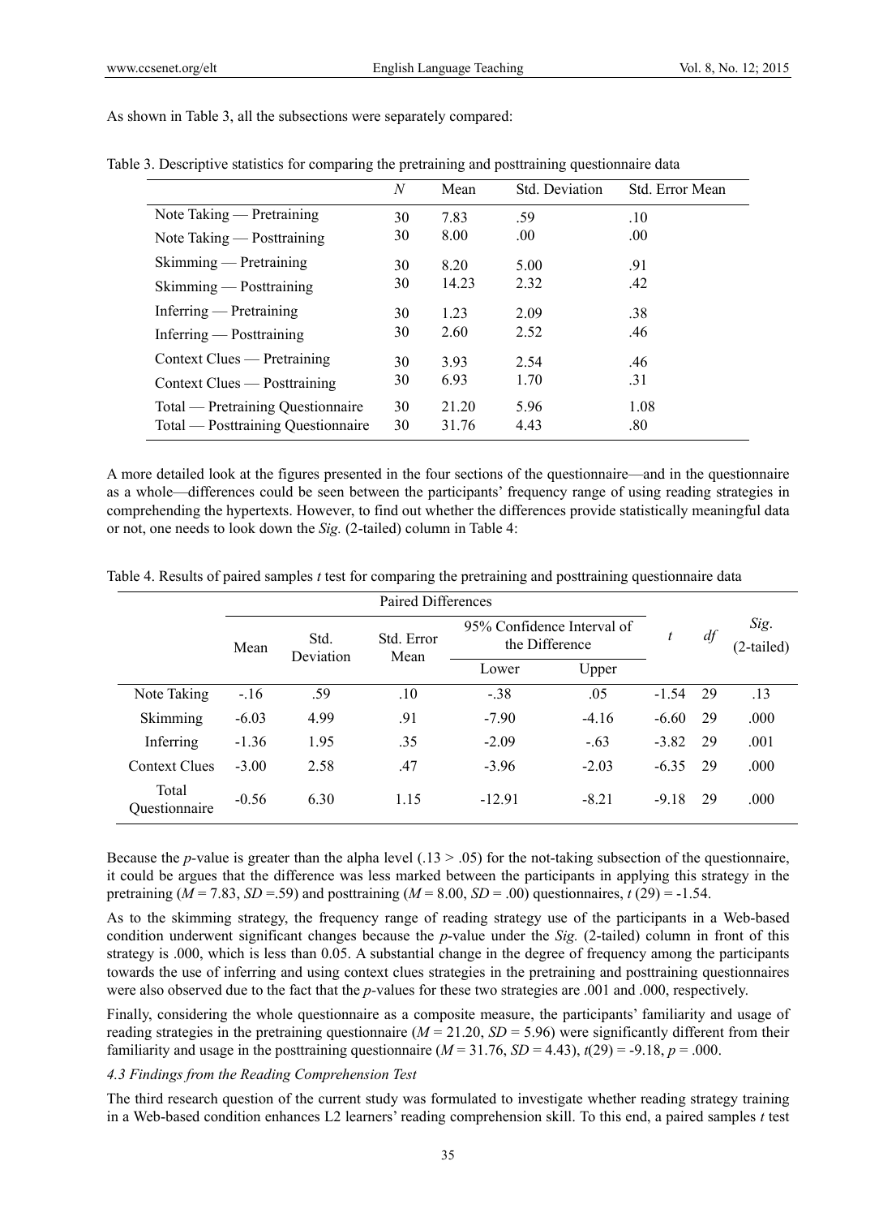As shown in Table 3, all the subsections were separately compared:

Table 3. Descriptive statistics for comparing the pretraining and posttraining questionnaire data

| | *N* | Mean | Std. Deviation | Std. Error Mean |
|---|---|---|---|---|
| Note Taking — Pretraining | 30 | 7.83 | .59 | .10 |
| Note Taking — Posttraining | 30 | 8.00 | .00 | .00 |
| Skimming — Pretraining | 30 | 8.20 | 5.00 | .91 |
| Skimming — Posttraining | 30 | 14.23 | 2.32 | .42 |
| Inferring — Pretraining | 30 | 1.23 | 2.09 | .38 |
| Inferring — Posttraining | 30 | 2.60 | 2.52 | .46 |
| Context Clues — Pretraining | 30 | 3.93 | 2.54 | .46 |
| Context Clues — Posttraining | 30 | 6.93 | 1.70 | .31 |
| Total — Pretraining Questionnaire | 30 | 21.20 | 5.96 | 1.08 |
| Total — Posttraining Questionnaire | 30 | 31.76 | 4.43 | .80 |

A more detailed look at the figures presented in the four sections of the questionnaire—and in the questionnaire as a whole—differences could be seen between the participants' frequency range of using reading strategies in comprehending the hypertexts. However, to find out whether the differences provide statistically meaningful data or not, one needs to look down the *Sig.* (2-tailed) column in Table 4:

Table 4. Results of paired samples *t* test for comparing the pretraining and posttraining questionnaire data

| | Paired Differences | | | | | *t* | *df* | *Sig.* (2-tailed) |
|---|---|---|---|---|---|---|---|---|
| | Mean | Std. Deviation | Std. Error Mean | 95% Confidence Interval of the Difference | | | | |
| | | | | Lower | Upper | | | |
| Note Taking | -.16 | .59 | .10 | -.38 | .05 | -1.54 | 29 | .13 |
| Skimming | -6.03 | 4.99 | .91 | -7.90 | -4.16 | -6.60 | 29 | .000 |
| Inferring | -1.36 | 1.95 | .35 | -2.09 | -.63 | -3.82 | 29 | .001 |
| Context Clues | -3.00 | 2.58 | .47 | -3.96 | -2.03 | -6.35 | 29 | .000 |
| Total Questionnaire | -0.56 | 6.30 | 1.15 | -12.91 | -8.21 | -9.18 | 29 | .000 |

Because the *p*-value is greater than the alpha level (.13 > .05) for the not-taking subsection of the questionnaire, it could be argues that the difference was less marked between the participants in applying this strategy in the pretraining ($M$ = 7.83, $SD$ =.59) and posttraining ($M$ = 8.00, $SD$ = .00) questionnaires, $t$ (29) = -1.54.

As to the skimming strategy, the frequency range of reading strategy use of the participants in a Web-based condition underwent significant changes because the *p*-value under the *Sig.* (2-tailed) column in front of this strategy is .000, which is less than 0.05. A substantial change in the degree of frequency among the participants towards the use of inferring and using context clues strategies in the pretraining and posttraining questionnaires were also observed due to the fact that the *p*-values for these two strategies are .001 and .000, respectively.

Finally, considering the whole questionnaire as a composite measure, the participants' familiarity and usage of reading strategies in the pretraining questionnaire ($M$ = 21.20, $SD$ = 5.96) were significantly different from their familiarity and usage in the posttraining questionnaire ($M$ = 31.76, $SD$ = 4.43), $t$(29) = -9.18, $p$ = .000.

*4.3 Findings from the Reading Comprehension Test*

The third research question of the current study was formulated to investigate whether reading strategy training in a Web-based condition enhances L2 learners' reading comprehension skill. To this end, a paired samples *t* test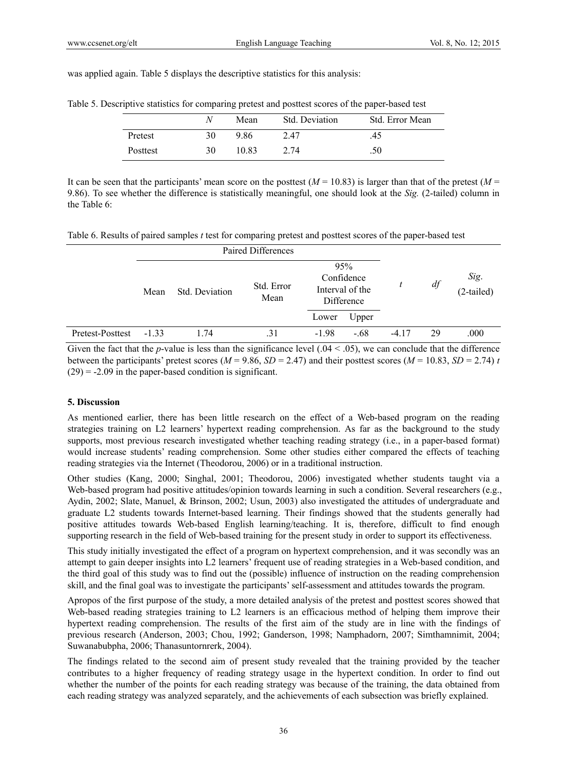was applied again. Table 5 displays the descriptive statistics for this analysis:

Table 5. Descriptive statistics for comparing pretest and posttest scores of the paper-based test

| | *N* | Mean | Std. Deviation | Std. Error Mean |
|---|---|---|---|---|
| Pretest | 30 | 9.86 | 2.47 | .45 |
| Posttest | 30 | 10.83 | 2.74 | .50 |

It can be seen that the participants' mean score on the posttest (*M* = 10.83) is larger than that of the pretest (*M* = 9.86). To see whether the difference is statistically meaningful, one should look at the *Sig.* (2-tailed) column in the Table 6:

Table 6. Results of paired samples *t* test for comparing pretest and posttest scores of the paper-based test

| | Paired Differences | | | | | *t* | *df* | *Sig.* (2-tailed) |
|---|---|---|---|---|---|---|---|---|
| | Mean | Std. Deviation | Std. Error Mean | 95% Confidence Interval of the Difference | | | | |
| | | | | Lower | Upper | | | |
| Pretest-Posttest | -1.33 | 1.74 | .31 | -1.98 | -.68 | -4.17 | 29 | .000 |

Given the fact that the *p*-value is less than the significance level (.04 < .05), we can conclude that the difference between the participants' pretest scores (*M* = 9.86, *SD* = 2.47) and their posttest scores (*M* = 10.83, *SD* = 2.74) $t(29) = -2.09$ in the paper-based condition is significant.

### 5. Discussion

As mentioned earlier, there has been little research on the effect of a Web-based program on the reading strategies training on L2 learners' hypertext reading comprehension. As far as the background to the study supports, most previous research investigated whether teaching reading strategy (i.e., in a paper-based format) would increase students' reading comprehension. Some other studies either compared the effects of teaching reading strategies via the Internet (Theodorou, 2006) or in a traditional instruction.

Other studies (Kang, 2000; Singhal, 2001; Theodorou, 2006) investigated whether students taught via a Web-based program had positive attitudes/opinion towards learning in such a condition. Several researchers (e.g., Aydin, 2002; Slate, Manuel, & Brinson, 2002; Usun, 2003) also investigated the attitudes of undergraduate and graduate L2 students towards Internet-based learning. Their findings showed that the students generally had positive attitudes towards Web-based English learning/teaching. It is, therefore, difficult to find enough supporting research in the field of Web-based training for the present study in order to support its effectiveness.

This study initially investigated the effect of a program on hypertext comprehension, and it was secondly was an attempt to gain deeper insights into L2 learners' frequent use of reading strategies in a Web-based condition, and the third goal of this study was to find out the (possible) influence of instruction on the reading comprehension skill, and the final goal was to investigate the participants' self-assessment and attitudes towards the program.

Apropos of the first purpose of the study, a more detailed analysis of the pretest and posttest scores showed that Web-based reading strategies training to L2 learners is an efficacious method of helping them improve their hypertext reading comprehension. The results of the first aim of the study are in line with the findings of previous research (Anderson, 2003; Chou, 1992; Ganderson, 1998; Namphadorn, 2007; Simthamnimit, 2004; Suwanabubpha, 2006; Thanasuntornrerk, 2004).

The findings related to the second aim of present study revealed that the training provided by the teacher contributes to a higher frequency of reading strategy usage in the hypertext condition. In order to find out whether the number of the points for each reading strategy was because of the training, the data obtained from each reading strategy was analyzed separately, and the achievements of each subsection was briefly explained.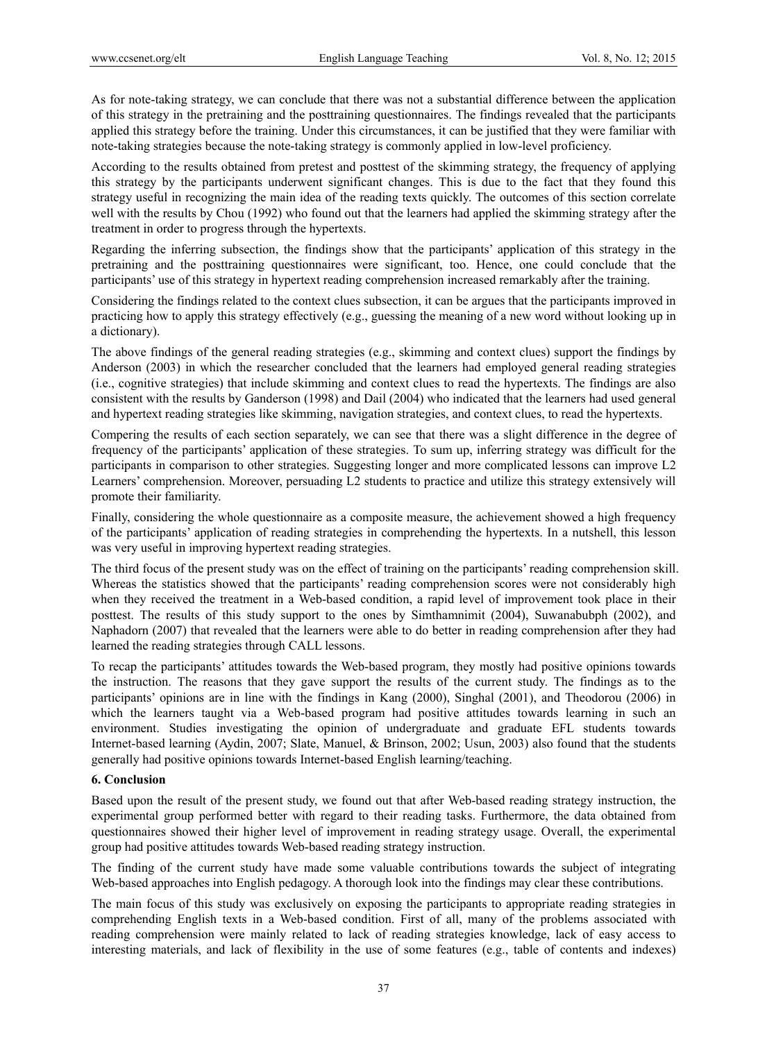As for note-taking strategy, we can conclude that there was not a substantial difference between the application of this strategy in the pretraining and the posttraining questionnaires. The findings revealed that the participants applied this strategy before the training. Under this circumstances, it can be justified that they were familiar with note-taking strategies because the note-taking strategy is commonly applied in low-level proficiency.

According to the results obtained from pretest and posttest of the skimming strategy, the frequency of applying this strategy by the participants underwent significant changes. This is due to the fact that they found this strategy useful in recognizing the main idea of the reading texts quickly. The outcomes of this section correlate well with the results by Chou (1992) who found out that the learners had applied the skimming strategy after the treatment in order to progress through the hypertexts.

Regarding the inferring subsection, the findings show that the participants' application of this strategy in the pretraining and the posttraining questionnaires were significant, too. Hence, one could conclude that the participants' use of this strategy in hypertext reading comprehension increased remarkably after the training.

Considering the findings related to the context clues subsection, it can be argues that the participants improved in practicing how to apply this strategy effectively (e.g., guessing the meaning of a new word without looking up in a dictionary).

The above findings of the general reading strategies (e.g., skimming and context clues) support the findings by Anderson (2003) in which the researcher concluded that the learners had employed general reading strategies (i.e., cognitive strategies) that include skimming and context clues to read the hypertexts. The findings are also consistent with the results by Ganderson (1998) and Dail (2004) who indicated that the learners had used general and hypertext reading strategies like skimming, navigation strategies, and context clues, to read the hypertexts.

Compering the results of each section separately, we can see that there was a slight difference in the degree of frequency of the participants' application of these strategies. To sum up, inferring strategy was difficult for the participants in comparison to other strategies. Suggesting longer and more complicated lessons can improve L2 Learners' comprehension. Moreover, persuading L2 students to practice and utilize this strategy extensively will promote their familiarity.

Finally, considering the whole questionnaire as a composite measure, the achievement showed a high frequency of the participants' application of reading strategies in comprehending the hypertexts. In a nutshell, this lesson was very useful in improving hypertext reading strategies.

The third focus of the present study was on the effect of training on the participants' reading comprehension skill. Whereas the statistics showed that the participants' reading comprehension scores were not considerably high when they received the treatment in a Web-based condition, a rapid level of improvement took place in their posttest. The results of this study support to the ones by Simthamnimit (2004), Suwanabubph (2002), and Naphadorn (2007) that revealed that the learners were able to do better in reading comprehension after they had learned the reading strategies through CALL lessons.

To recap the participants' attitudes towards the Web-based program, they mostly had positive opinions towards the instruction. The reasons that they gave support the results of the current study. The findings as to the participants' opinions are in line with the findings in Kang (2000), Singhal (2001), and Theodorou (2006) in which the learners taught via a Web-based program had positive attitudes towards learning in such an environment. Studies investigating the opinion of undergraduate and graduate EFL students towards Internet-based learning (Aydin, 2007; Slate, Manuel, & Brinson, 2002; Usun, 2003) also found that the students generally had positive opinions towards Internet-based English learning/teaching.

## 6. Conclusion

Based upon the result of the present study, we found out that after Web-based reading strategy instruction, the experimental group performed better with regard to their reading tasks. Furthermore, the data obtained from questionnaires showed their higher level of improvement in reading strategy usage. Overall, the experimental group had positive attitudes towards Web-based reading strategy instruction.

The finding of the current study have made some valuable contributions towards the subject of integrating Web-based approaches into English pedagogy. A thorough look into the findings may clear these contributions.

The main focus of this study was exclusively on exposing the participants to appropriate reading strategies in comprehending English texts in a Web-based condition. First of all, many of the problems associated with reading comprehension were mainly related to lack of reading strategies knowledge, lack of easy access to interesting materials, and lack of flexibility in the use of some features (e.g., table of contents and indexes)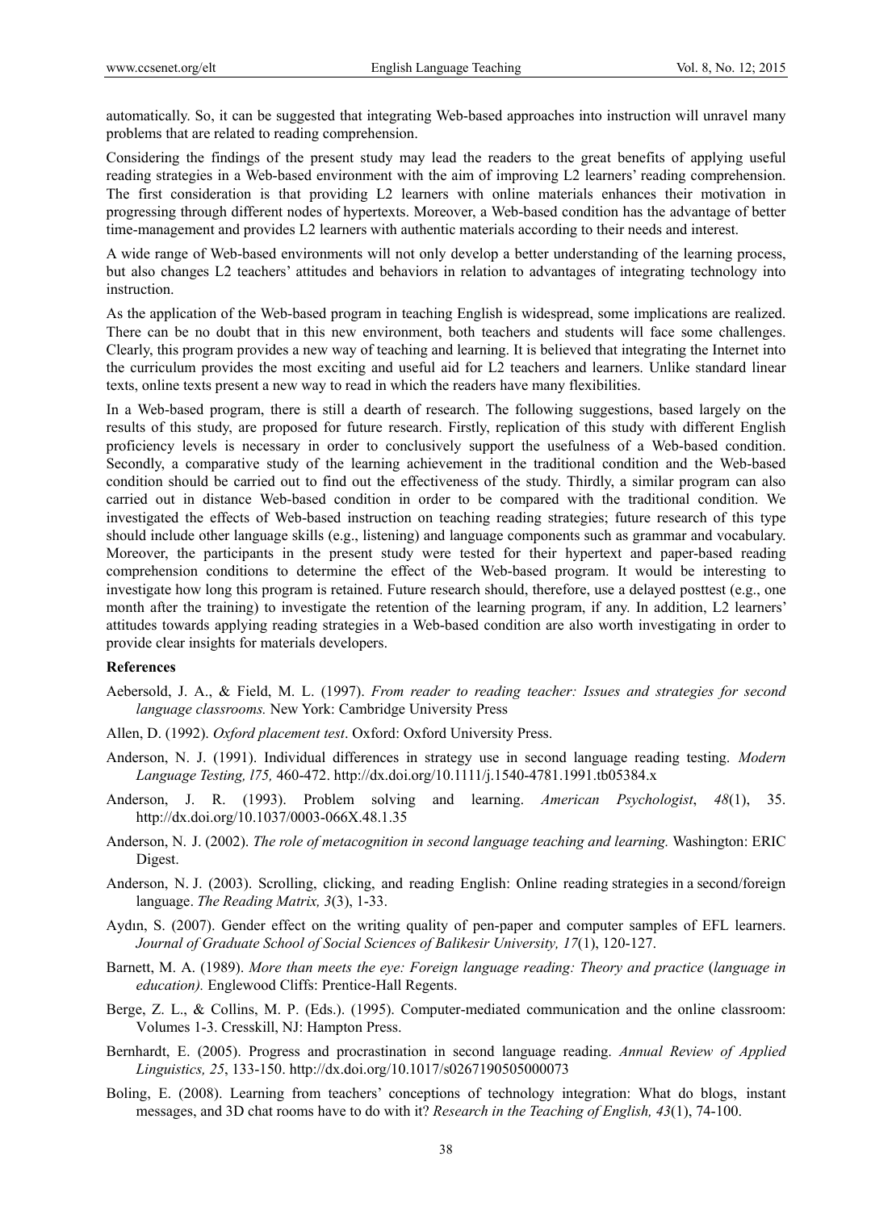automatically. So, it can be suggested that integrating Web-based approaches into instruction will unravel many problems that are related to reading comprehension.

Considering the findings of the present study may lead the readers to the great benefits of applying useful reading strategies in a Web-based environment with the aim of improving L2 learners' reading comprehension. The first consideration is that providing L2 learners with online materials enhances their motivation in progressing through different nodes of hypertexts. Moreover, a Web-based condition has the advantage of better time-management and provides L2 learners with authentic materials according to their needs and interest.

A wide range of Web-based environments will not only develop a better understanding of the learning process, but also changes L2 teachers' attitudes and behaviors in relation to advantages of integrating technology into instruction.

As the application of the Web-based program in teaching English is widespread, some implications are realized. There can be no doubt that in this new environment, both teachers and students will face some challenges. Clearly, this program provides a new way of teaching and learning. It is believed that integrating the Internet into the curriculum provides the most exciting and useful aid for L2 teachers and learners. Unlike standard linear texts, online texts present a new way to read in which the readers have many flexibilities.

In a Web-based program, there is still a dearth of research. The following suggestions, based largely on the results of this study, are proposed for future research. Firstly, replication of this study with different English proficiency levels is necessary in order to conclusively support the usefulness of a Web-based condition. Secondly, a comparative study of the learning achievement in the traditional condition and the Web-based condition should be carried out to find out the effectiveness of the study. Thirdly, a similar program can also carried out in distance Web-based condition in order to be compared with the traditional condition. We investigated the effects of Web-based instruction on teaching reading strategies; future research of this type should include other language skills (e.g., listening) and language components such as grammar and vocabulary. Moreover, the participants in the present study were tested for their hypertext and paper-based reading comprehension conditions to determine the effect of the Web-based program. It would be interesting to investigate how long this program is retained. Future research should, therefore, use a delayed posttest (e.g., one month after the training) to investigate the retention of the learning program, if any. In addition, L2 learners' attitudes towards applying reading strategies in a Web-based condition are also worth investigating in order to provide clear insights for materials developers.

**References**

Aebersold, J. A., & Field, M. L. (1997). *From reader to reading teacher: Issues and strategies for second language classrooms.* New York: Cambridge University Press

Allen, D. (1992). *Oxford placement test*. Oxford: Oxford University Press.

Anderson, N. J. (1991). Individual differences in strategy use in second language reading testing. *Modern Language Testing, l75,* 460-472. http://dx.doi.org/10.1111/j.1540-4781.1991.tb05384.x

Anderson, J. R. (1993). Problem solving and learning. *American Psychologist*, *48*(1), 35. http://dx.doi.org/10.1037/0003-066X.48.1.35

Anderson, N. J. (2002). *The role of metacognition in second language teaching and learning.* Washington: ERIC Digest.

Anderson, N. J. (2003). Scrolling, clicking, and reading English: Online reading strategies in a second/foreign language. *The Reading Matrix, 3*(3), 1-33.

Aydın, S. (2007). Gender effect on the writing quality of pen-paper and computer samples of EFL learners. *Journal of Graduate School of Social Sciences of Balikesir University, 17*(1), 120-127.

Barnett, M. A. (1989). *More than meets the eye: Foreign language reading: Theory and practice* (*language in education).* Englewood Cliffs: Prentice-Hall Regents.

Berge, Z. L., & Collins, M. P. (Eds.). (1995). Computer-mediated communication and the online classroom: Volumes 1-3. Cresskill, NJ: Hampton Press.

Bernhardt, E. (2005). Progress and procrastination in second language reading. *Annual Review of Applied Linguistics, 25*, 133-150. http://dx.doi.org/10.1017/s0267190505000073

Boling, E. (2008). Learning from teachers' conceptions of technology integration: What do blogs, instant messages, and 3D chat rooms have to do with it? *Research in the Teaching of English, 43*(1), 74-100.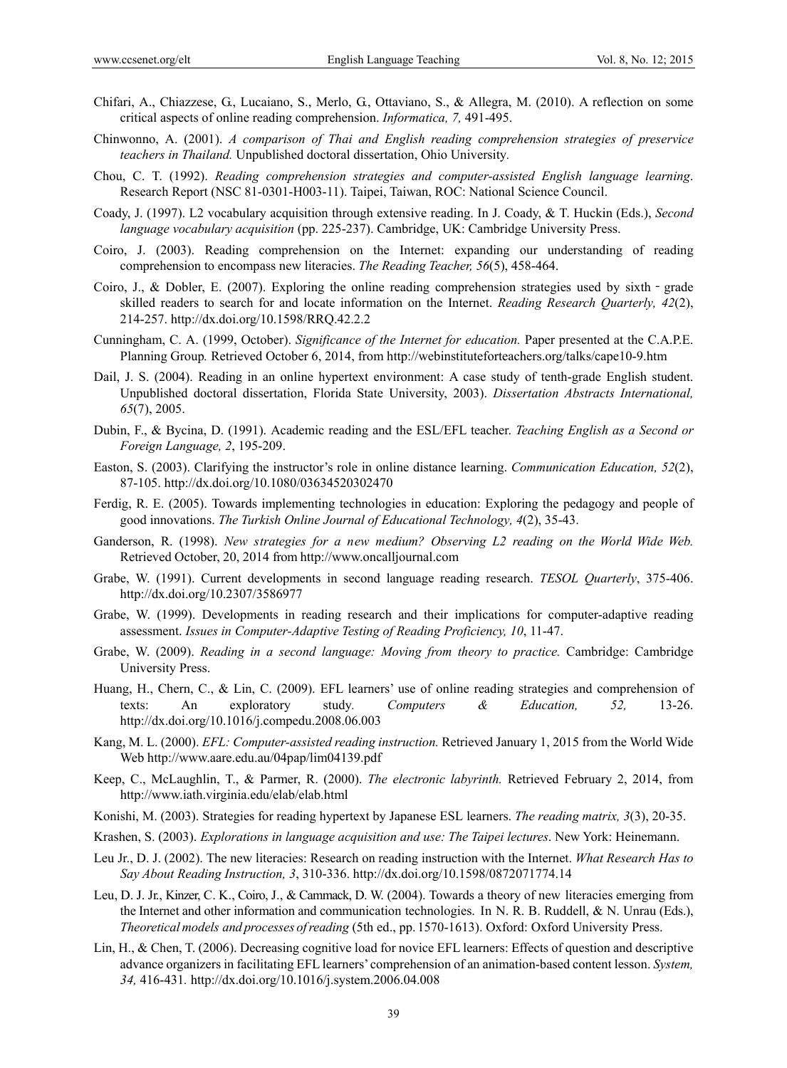Chifari, A., Chiazzese, G., Lucaiano, S., Merlo, G., Ottaviano, S., & Allegra, M. (2010). A reflection on some critical aspects of online reading comprehension. *Informatica, 7,* 491-495.

Chinwonno, A. (2001). *A comparison of Thai and English reading comprehension strategies of preservice teachers in Thailand.* Unpublished doctoral dissertation, Ohio University.

Chou, C. T. (1992). *Reading comprehension strategies and computer-assisted English language learning*. Research Report (NSC 81-0301-H003-11). Taipei, Taiwan, ROC: National Science Council.

Coady, J. (1997). L2 vocabulary acquisition through extensive reading. In J. Coady, & T. Huckin (Eds.), *Second language vocabulary acquisition* (pp. 225-237). Cambridge, UK: Cambridge University Press.

Coiro, J. (2003). Reading comprehension on the Internet: expanding our understanding of reading comprehension to encompass new literacies. *The Reading Teacher, 56*(5), 458-464.

Coiro, J., & Dobler, E. (2007). Exploring the online reading comprehension strategies used by sixth‐grade skilled readers to search for and locate information on the Internet. *Reading Research Quarterly, 42*(2), 214-257. http://dx.doi.org/10.1598/RRQ.42.2.2

Cunningham, C. A. (1999, October). *Significance of the Internet for education.* Paper presented at the C.A.P.E. Planning Group*.* Retrieved October 6, 2014, from http://webinstituteforteachers.org/talks/cape10-9.htm

Dail, J. S. (2004). Reading in an online hypertext environment: A case study of tenth-grade English student. Unpublished doctoral dissertation, Florida State University, 2003). *Dissertation Abstracts International, 65*(7), 2005.

Dubin, F., & Bycina, D. (1991). Academic reading and the ESL/EFL teacher. *Teaching English as a Second or Foreign Language, 2*, 195-209.

Easton, S. (2003). Clarifying the instructor's role in online distance learning. *Communication Education, 52*(2), 87-105. http://dx.doi.org/10.1080/03634520302470

Ferdig, R. E. (2005). Towards implementing technologies in education: Exploring the pedagogy and people of good innovations. *The Turkish Online Journal of Educational Technology, 4*(2), 35-43.

Ganderson, R. (1998). *New strategies for a new medium? Observing L2 reading on the World Wide Web.* Retrieved October, 20, 2014 from http://www.oncalljournal.com

Grabe, W. (1991). Current developments in second language reading research. *TESOL Quarterly*, 375-406. http://dx.doi.org/10.2307/3586977

Grabe, W. (1999). Developments in reading research and their implications for computer-adaptive reading assessment. *Issues in Computer-Adaptive Testing of Reading Proficiency, 10*, 11-47.

Grabe, W. (2009). *Reading in a second language: Moving from theory to practice.* Cambridge: Cambridge University Press.

Huang, H., Chern, C., & Lin, C. (2009). EFL learners' use of online reading strategies and comprehension of texts: An exploratory study*. Computers & Education, 52,* 13-26. http://dx.doi.org/10.1016/j.compedu.2008.06.003

Kang, M. L. (2000). *EFL: Computer-assisted reading instruction.* Retrieved January 1, 2015 from the World Wide Web http://www.aare.edu.au/04pap/lim04139.pdf

Keep, C., McLaughlin, T., & Parmer, R. (2000). *The electronic labyrinth.* Retrieved February 2, 2014, from http://www.iath.virginia.edu/elab/elab.html

Konishi, M. (2003). Strategies for reading hypertext by Japanese ESL learners. *The reading matrix, 3*(3), 20-35.

Krashen, S. (2003). *Explorations in language acquisition and use: The Taipei lectures*. New York: Heinemann.

Leu Jr., D. J. (2002). The new literacies: Research on reading instruction with the Internet. *What Research Has to Say About Reading Instruction, 3*, 310-336. http://dx.doi.org/10.1598/0872071774.14

Leu, D. J. Jr., Kinzer, C. K., Coiro, J., & Cammack, D. W. (2004). Towards a theory of new literacies emerging from the Internet and other information and communication technologies. In N. R. B. Ruddell, & N. Unrau (Eds.), *Theoretical models and processes of reading* (5th ed., pp. 1570-1613). Oxford: Oxford University Press.

Lin, H., & Chen, T. (2006). Decreasing cognitive load for novice EFL learners: Effects of question and descriptive advance organizers in facilitating EFL learners' comprehension of an animation-based content lesson. *System, 34,* 416-431. http://dx.doi.org/10.1016/j.system.2006.04.008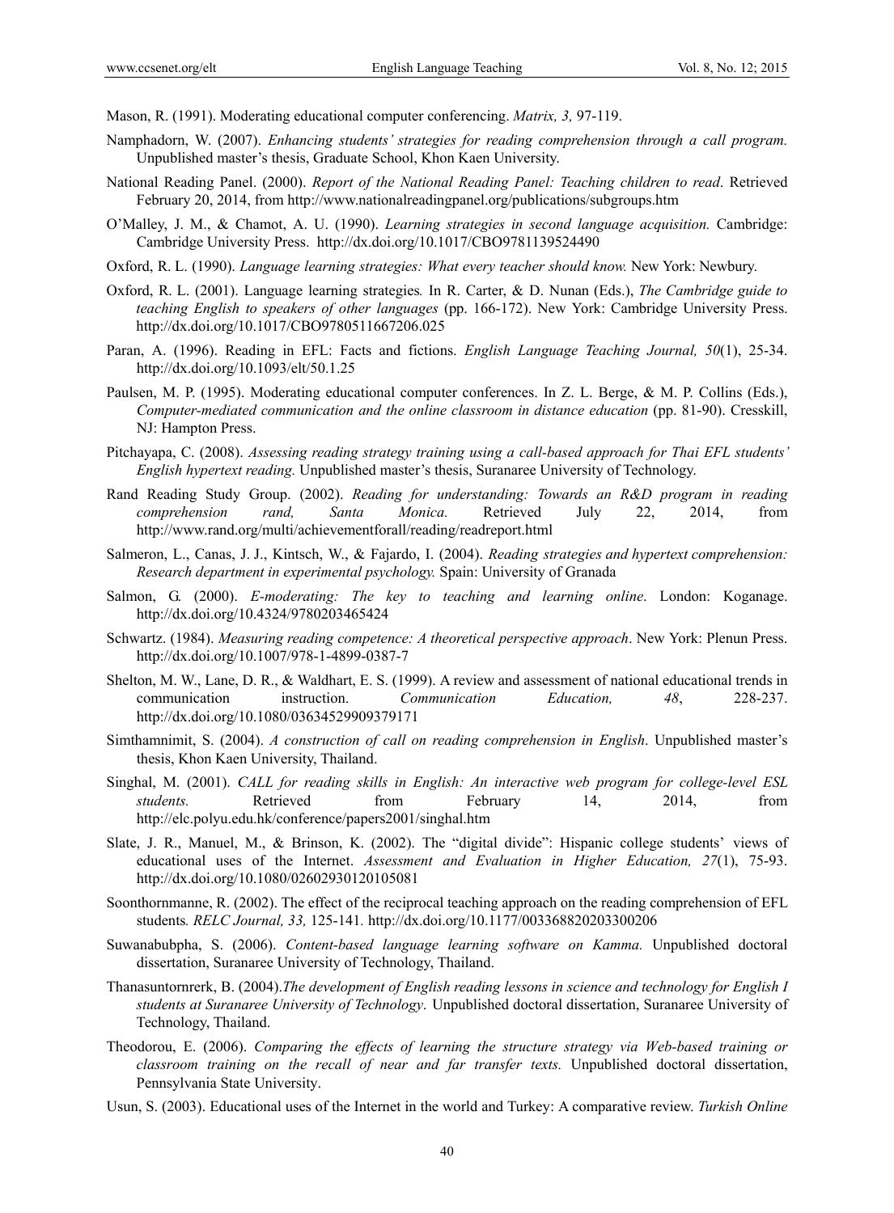Mason, R. (1991). Moderating educational computer conferencing. *Matrix, 3,* 97-119.

Namphadorn, W. (2007). *Enhancing students' strategies for reading comprehension through a call program.* Unpublished master's thesis, Graduate School, Khon Kaen University.

National Reading Panel. (2000). *Report of the National Reading Panel: Teaching children to read*. Retrieved February 20, 2014, from http://www.nationalreadingpanel.org/publications/subgroups.htm

O'Malley, J. M., & Chamot, A. U. (1990). *Learning strategies in second language acquisition.* Cambridge: Cambridge University Press. http://dx.doi.org/10.1017/CBO9781139524490

Oxford, R. L. (1990). *Language learning strategies: What every teacher should know.* New York: Newbury.

Oxford, R. L. (2001). Language learning strategies*.* In R. Carter, & D. Nunan (Eds.), *The Cambridge guide to teaching English to speakers of other languages* (pp. 166-172). New York: Cambridge University Press. http://dx.doi.org/10.1017/CBO9780511667206.025

Paran, A. (1996). Reading in EFL: Facts and fictions. *English Language Teaching Journal, 50*(1), 25-34. http://dx.doi.org/10.1093/elt/50.1.25

Paulsen, M. P. (1995). Moderating educational computer conferences. In Z. L. Berge, & M. P. Collins (Eds.), *Computer-mediated communication and the online classroom in distance education* (pp. 81-90). Cresskill, NJ: Hampton Press.

Pitchayapa, C. (2008). *Assessing reading strategy training using a call-based approach for Thai EFL students' English hypertext reading.* Unpublished master's thesis, Suranaree University of Technology.

Rand Reading Study Group. (2002). *Reading for understanding: Towards an R&D program in reading comprehension rand, Santa Monica.* Retrieved July 22, 2014, from http://www.rand.org/multi/achievementforall/reading/readreport.html

Salmeron, L., Canas, J. J., Kintsch, W., & Fajardo, I. (2004). *Reading strategies and hypertext comprehension: Research department in experimental psychology.* Spain: University of Granada

Salmon, G. (2000). *E-moderating: The key to teaching and learning online*. London: Koganage. http://dx.doi.org/10.4324/9780203465424

Schwartz. (1984). *Measuring reading competence: A theoretical perspective approach*. New York: Plenun Press. http://dx.doi.org/10.1007/978-1-4899-0387-7

Shelton, M. W., Lane, D. R., & Waldhart, E. S. (1999). A review and assessment of national educational trends in communication instruction. *Communication Education, 48*, 228-237. http://dx.doi.org/10.1080/03634529909379171

Simthamnimit, S. (2004). *A construction of call on reading comprehension in English*. Unpublished master's thesis, Khon Kaen University, Thailand.

Singhal, M. (2001). *CALL for reading skills in English: An interactive web program for college-level ESL students.* Retrieved from February 14, 2014, from http://elc.polyu.edu.hk/conference/papers2001/singhal.htm

Slate, J. R., Manuel, M., & Brinson, K. (2002). The "digital divide": Hispanic college students' views of educational uses of the Internet. *Assessment and Evaluation in Higher Education, 27*(1), 75-93. http://dx.doi.org/10.1080/02602930120105081

Soonthornmanne, R. (2002). The effect of the reciprocal teaching approach on the reading comprehension of EFL students*. RELC Journal, 33,* 125-141. http://dx.doi.org/10.1177/003368820203300206

Suwanabubpha, S. (2006). *Content-based language learning software on Kamma.* Unpublished doctoral dissertation, Suranaree University of Technology, Thailand.

Thanasuntornrerk, B. (2004).*The development of English reading lessons in science and technology for English I students at Suranaree University of Technology*. Unpublished doctoral dissertation, Suranaree University of Technology, Thailand.

Theodorou, E. (2006). *Comparing the effects of learning the structure strategy via Web-based training or classroom training on the recall of near and far transfer texts.* Unpublished doctoral dissertation, Pennsylvania State University.

Usun, S. (2003). Educational uses of the Internet in the world and Turkey: A comparative review. *Turkish Online*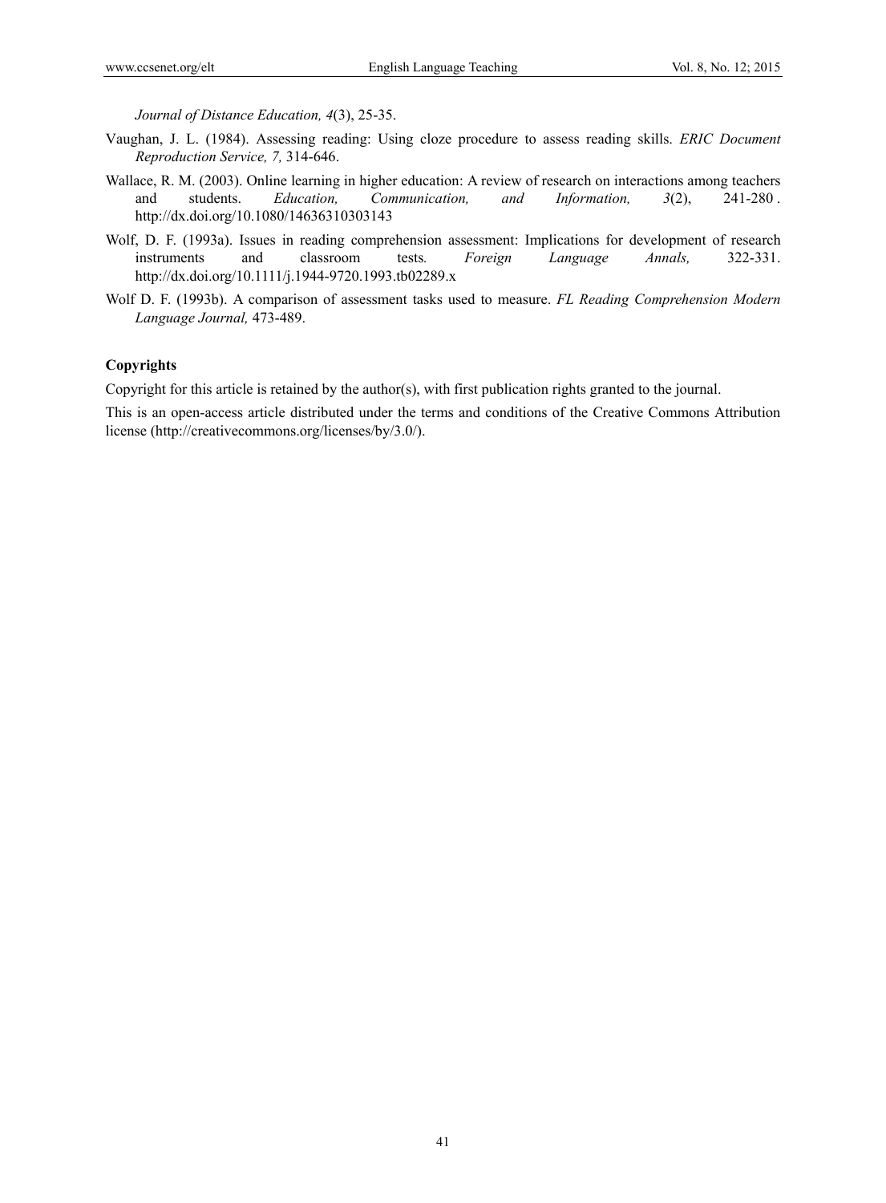*Journal of Distance Education, 4*(3), 25-35.

Vaughan, J. L. (1984). Assessing reading: Using cloze procedure to assess reading skills. *ERIC Document Reproduction Service, 7,* 314-646.

Wallace, R. M. (2003). Online learning in higher education: A review of research on interactions among teachers and students. *Education, Communication, and Information, 3*(2), 241-280 . http://dx.doi.org/10.1080/14636310303143

Wolf, D. F. (1993a). Issues in reading comprehension assessment: Implications for development of research instruments and classroom tests*. Foreign Language Annals,* 322-331. http://dx.doi.org/10.1111/j.1944-9720.1993.tb02289.x

Wolf D. F. (1993b). A comparison of assessment tasks used to measure. *FL Reading Comprehension Modern Language Journal,* 473-489.

**Copyrights**

Copyright for this article is retained by the author(s), with first publication rights granted to the journal.

This is an open-access article distributed under the terms and conditions of the Creative Commons Attribution license (http://creativecommons.org/licenses/by/3.0/).